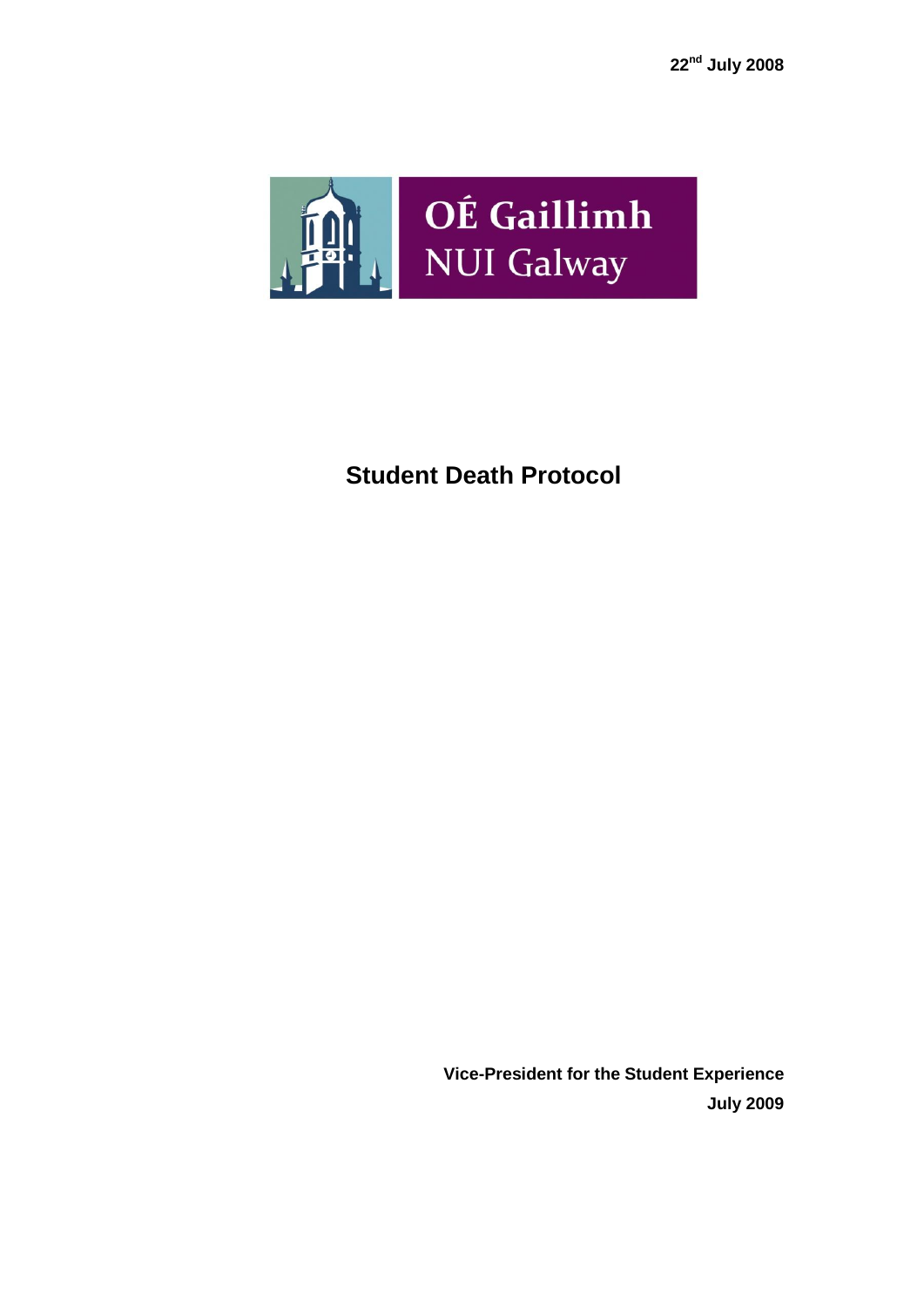22nd July 2008

OÉ Gaillimh
NUI Galway

# Student Death Protocol

**Vice-President for the Student Experience**
**July 2009**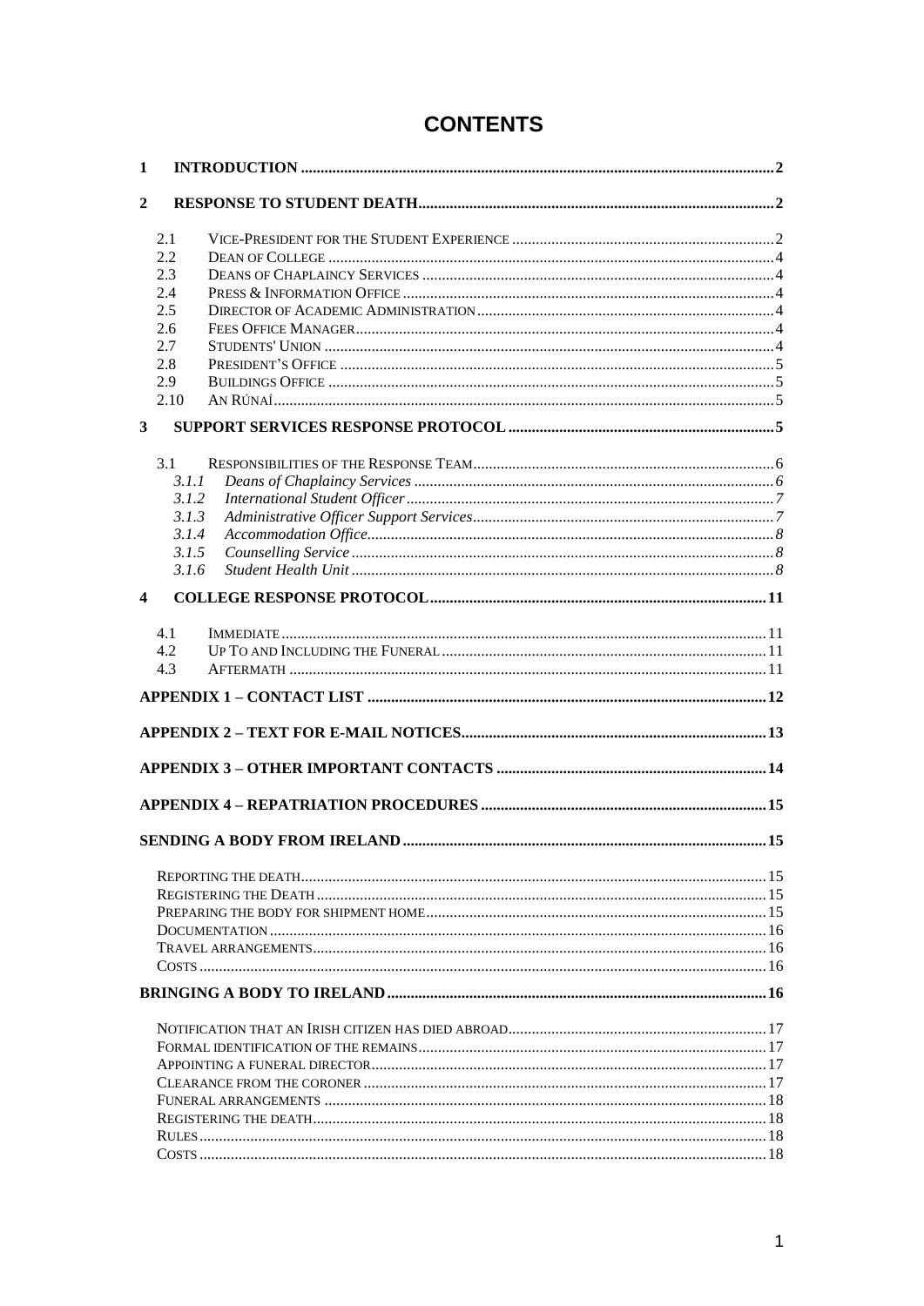# CONTENTS

- **1 INTRODUCTION** ..... 2
- **2 RESPONSE TO STUDENT DEATH** ..... 2
  - 2.1 VICE-PRESIDENT FOR THE STUDENT EXPERIENCE ..... 2
  - 2.2 DEAN OF COLLEGE ..... 4
  - 2.3 DEANS OF CHAPLAINCY SERVICES ..... 4
  - 2.4 PRESS & INFORMATION OFFICE ..... 4
  - 2.5 DIRECTOR OF ACADEMIC ADMINISTRATION ..... 4
  - 2.6 FEES OFFICE MANAGER ..... 4
  - 2.7 STUDENTS' UNION ..... 4
  - 2.8 PRESIDENT'S OFFICE ..... 5
  - 2.9 BUILDINGS OFFICE ..... 5
  - 2.10 AN RÚNAÍ ..... 5
- **3 SUPPORT SERVICES RESPONSE PROTOCOL** ..... 5
  - 3.1 RESPONSIBILITIES OF THE RESPONSE TEAM ..... 6
    - *3.1.1 Deans of Chaplaincy Services* ..... 6
    - *3.1.2 International Student Officer* ..... 7
    - *3.1.3 Administrative Officer Support Services* ..... 7
    - *3.1.4 Accommodation Office* ..... 8
    - *3.1.5 Counselling Service* ..... 8
    - *3.1.6 Student Health Unit* ..... 8
- **4 COLLEGE RESPONSE PROTOCOL** ..... 11
  - 4.1 IMMEDIATE ..... 11
  - 4.2 UP TO AND INCLUDING THE FUNERAL ..... 11
  - 4.3 AFTERMATH ..... 11
- **APPENDIX 1 – CONTACT LIST** ..... 12
- **APPENDIX 2 – TEXT FOR E-MAIL NOTICES** ..... 13
- **APPENDIX 3 – OTHER IMPORTANT CONTACTS** ..... 14
- **APPENDIX 4 – REPATRIATION PROCEDURES** ..... 15
- **SENDING A BODY FROM IRELAND** ..... 15
  - REPORTING THE DEATH ..... 15
  - REGISTERING THE DEATH ..... 15
  - PREPARING THE BODY FOR SHIPMENT HOME ..... 15
  - DOCUMENTATION ..... 16
  - TRAVEL ARRANGEMENTS ..... 16
  - COSTS ..... 16
- **BRINGING A BODY TO IRELAND** ..... 16
  - NOTIFICATION THAT AN IRISH CITIZEN HAS DIED ABROAD ..... 17
  - FORMAL IDENTIFICATION OF THE REMAINS ..... 17
  - APPOINTING A FUNERAL DIRECTOR ..... 17
  - CLEARANCE FROM THE CORONER ..... 17
  - FUNERAL ARRANGEMENTS ..... 18
  - REGISTERING THE DEATH ..... 18
  - RULES ..... 18
  - COSTS ..... 18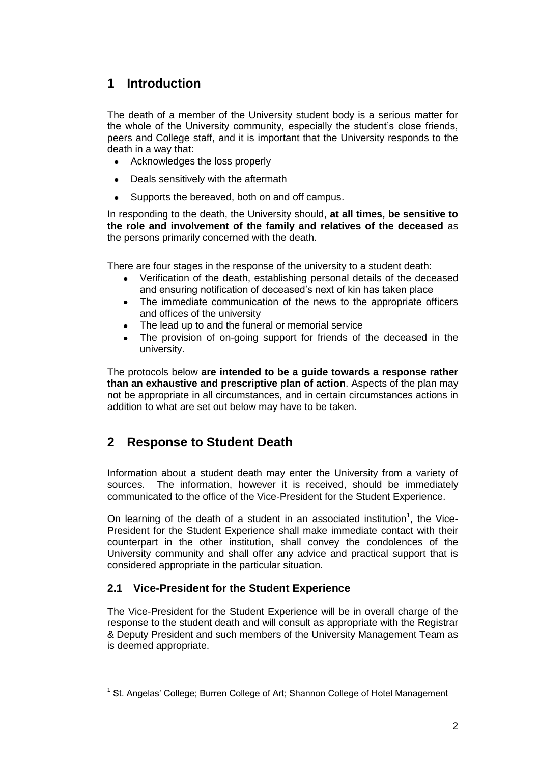## 1 Introduction

The death of a member of the University student body is a serious matter for the whole of the University community, especially the student's close friends, peers and College staff, and it is important that the University responds to the death in a way that:

- Acknowledges the loss properly
- Deals sensitively with the aftermath
- Supports the bereaved, both on and off campus.

In responding to the death, the University should, **at all times, be sensitive to the role and involvement of the family and relatives of the deceased** as the persons primarily concerned with the death.

There are four stages in the response of the university to a student death:

- Verification of the death, establishing personal details of the deceased and ensuring notification of deceased's next of kin has taken place
- The immediate communication of the news to the appropriate officers and offices of the university
- The lead up to and the funeral or memorial service
- The provision of on-going support for friends of the deceased in the university.

The protocols below **are intended to be a guide towards a response rather than an exhaustive and prescriptive plan of action**. Aspects of the plan may not be appropriate in all circumstances, and in certain circumstances actions in addition to what are set out below may have to be taken.

## 2 Response to Student Death

Information about a student death may enter the University from a variety of sources. The information, however it is received, should be immediately communicated to the office of the Vice-President for the Student Experience.

On learning of the death of a student in an associated institution[1], the Vice-President for the Student Experience shall make immediate contact with their counterpart in the other institution, shall convey the condolences of the University community and shall offer any advice and practical support that is considered appropriate in the particular situation.

### 2.1 Vice-President for the Student Experience

The Vice-President for the Student Experience will be in overall charge of the response to the student death and will consult as appropriate with the Registrar & Deputy President and such members of the University Management Team as is deemed appropriate.

[1] St. Angelas' College; Burren College of Art; Shannon College of Hotel Management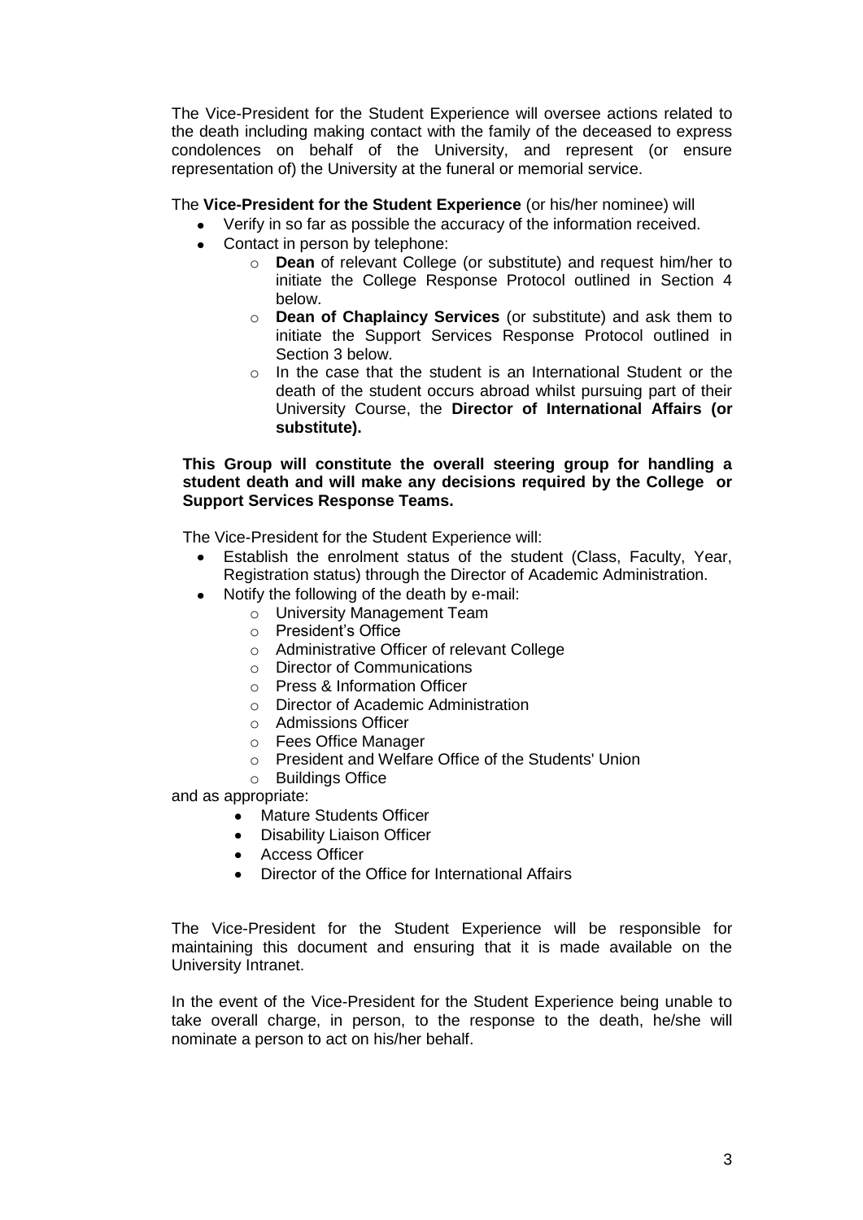The Vice-President for the Student Experience will oversee actions related to the death including making contact with the family of the deceased to express condolences on behalf of the University, and represent (or ensure representation of) the University at the funeral or memorial service.

The **Vice-President for the Student Experience** (or his/her nominee) will

- Verify in so far as possible the accuracy of the information received.
- Contact in person by telephone:
  - **Dean** of relevant College (or substitute) and request him/her to initiate the College Response Protocol outlined in Section 4 below.
  - **Dean of Chaplaincy Services** (or substitute) and ask them to initiate the Support Services Response Protocol outlined in Section 3 below.
  - In the case that the student is an International Student or the death of the student occurs abroad whilst pursuing part of their University Course, the **Director of International Affairs (or substitute).**

**This Group will constitute the overall steering group for handling a student death and will make any decisions required by the College or Support Services Response Teams.**

The Vice-President for the Student Experience will:

- Establish the enrolment status of the student (Class, Faculty, Year, Registration status) through the Director of Academic Administration.
- Notify the following of the death by e-mail:
  - University Management Team
  - President's Office
  - Administrative Officer of relevant College
  - Director of Communications
  - Press & Information Officer
  - Director of Academic Administration
  - Admissions Officer
  - Fees Office Manager
  - President and Welfare Office of the Students' Union
  - Buildings Office

and as appropriate:

- Mature Students Officer
- Disability Liaison Officer
- Access Officer
- Director of the Office for International Affairs

The Vice-President for the Student Experience will be responsible for maintaining this document and ensuring that it is made available on the University Intranet.

In the event of the Vice-President for the Student Experience being unable to take overall charge, in person, to the response to the death, he/she will nominate a person to act on his/her behalf.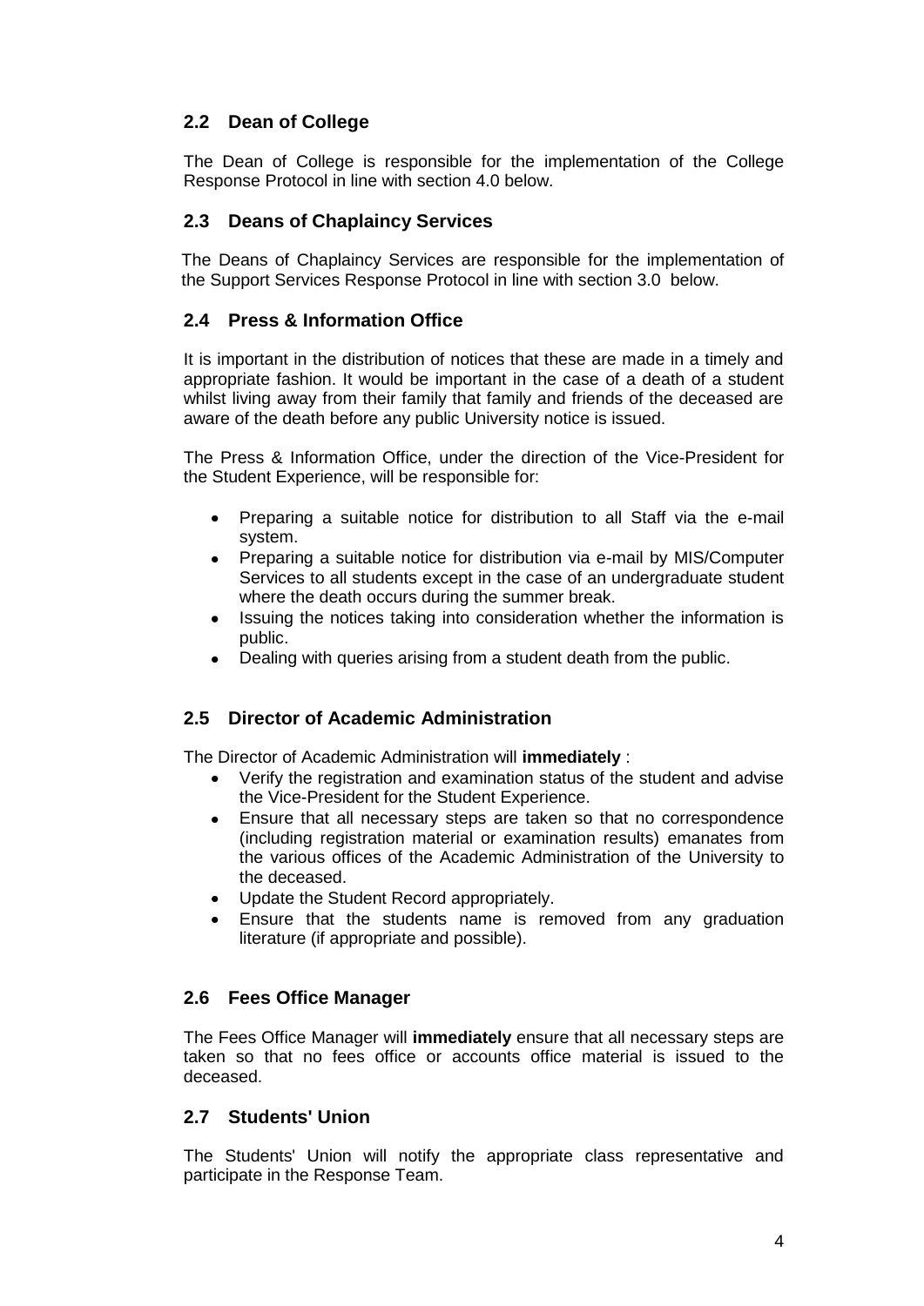## 2.2 Dean of College

The Dean of College is responsible for the implementation of the College Response Protocol in line with section 4.0 below.

## 2.3 Deans of Chaplaincy Services

The Deans of Chaplaincy Services are responsible for the implementation of the Support Services Response Protocol in line with section 3.0 below.

## 2.4 Press & Information Office

It is important in the distribution of notices that these are made in a timely and appropriate fashion. It would be important in the case of a death of a student whilst living away from their family that family and friends of the deceased are aware of the death before any public University notice is issued.

The Press & Information Office, under the direction of the Vice-President for the Student Experience, will be responsible for:

- Preparing a suitable notice for distribution to all Staff via the e-mail system.
- Preparing a suitable notice for distribution via e-mail by MIS/Computer Services to all students except in the case of an undergraduate student where the death occurs during the summer break.
- Issuing the notices taking into consideration whether the information is public.
- Dealing with queries arising from a student death from the public.

## 2.5 Director of Academic Administration

The Director of Academic Administration will **immediately** :

- Verify the registration and examination status of the student and advise the Vice-President for the Student Experience.
- Ensure that all necessary steps are taken so that no correspondence (including registration material or examination results) emanates from the various offices of the Academic Administration of the University to the deceased.
- Update the Student Record appropriately.
- Ensure that the students name is removed from any graduation literature (if appropriate and possible).

## 2.6 Fees Office Manager

The Fees Office Manager will **immediately** ensure that all necessary steps are taken so that no fees office or accounts office material is issued to the deceased.

## 2.7 Students' Union

The Students' Union will notify the appropriate class representative and participate in the Response Team.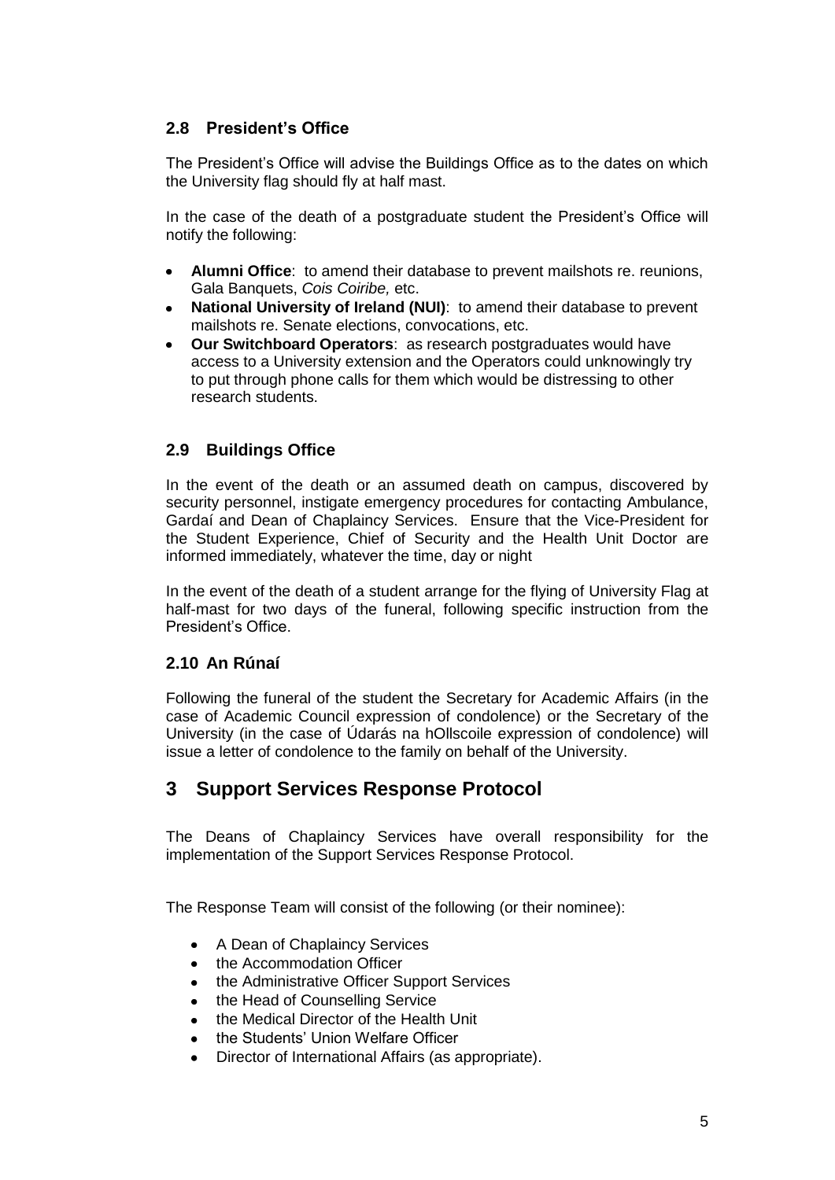### 2.8 President's Office

The President's Office will advise the Buildings Office as to the dates on which the University flag should fly at half mast.

In the case of the death of a postgraduate student the President's Office will notify the following:

- **Alumni Office**: to amend their database to prevent mailshots re. reunions, Gala Banquets, *Cois Coiribe,* etc.
- **National University of Ireland (NUI)**: to amend their database to prevent mailshots re. Senate elections, convocations, etc.
- **Our Switchboard Operators**: as research postgraduates would have access to a University extension and the Operators could unknowingly try to put through phone calls for them which would be distressing to other research students.

### 2.9 Buildings Office

In the event of the death or an assumed death on campus, discovered by security personnel, instigate emergency procedures for contacting Ambulance, Gardaí and Dean of Chaplaincy Services. Ensure that the Vice-President for the Student Experience, Chief of Security and the Health Unit Doctor are informed immediately, whatever the time, day or night

In the event of the death of a student arrange for the flying of University Flag at half-mast for two days of the funeral, following specific instruction from the President's Office.

### 2.10 An Rúnaí

Following the funeral of the student the Secretary for Academic Affairs (in the case of Academic Council expression of condolence) or the Secretary of the University (in the case of Údarás na hOllscoile expression of condolence) will issue a letter of condolence to the family on behalf of the University.

## 3 Support Services Response Protocol

The Deans of Chaplaincy Services have overall responsibility for the implementation of the Support Services Response Protocol.

The Response Team will consist of the following (or their nominee):

- A Dean of Chaplaincy Services
- the Accommodation Officer
- the Administrative Officer Support Services
- the Head of Counselling Service
- the Medical Director of the Health Unit
- the Students' Union Welfare Officer
- Director of International Affairs (as appropriate).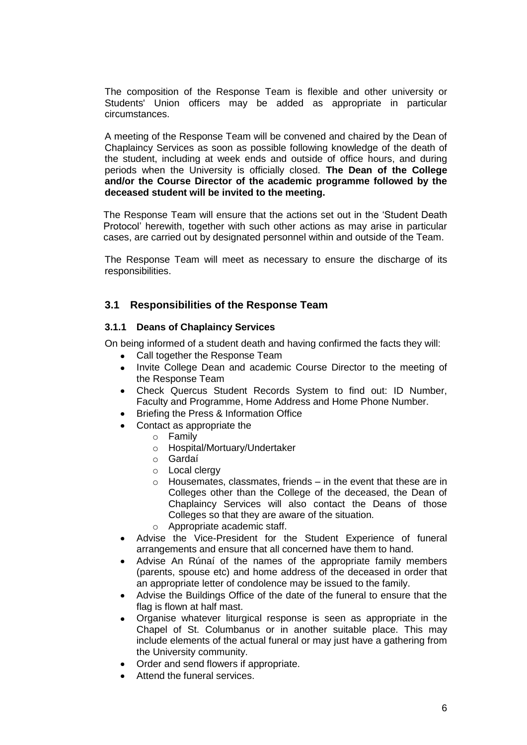The composition of the Response Team is flexible and other university or Students' Union officers may be added as appropriate in particular circumstances.

A meeting of the Response Team will be convened and chaired by the Dean of Chaplaincy Services as soon as possible following knowledge of the death of the student, including at week ends and outside of office hours, and during periods when the University is officially closed. **The Dean of the College and/or the Course Director of the academic programme followed by the deceased student will be invited to the meeting.**

The Response Team will ensure that the actions set out in the 'Student Death Protocol' herewith, together with such other actions as may arise in particular cases, are carried out by designated personnel within and outside of the Team.

The Response Team will meet as necessary to ensure the discharge of its responsibilities.

## 3.1 Responsibilities of the Response Team

### 3.1.1 Deans of Chaplaincy Services

On being informed of a student death and having confirmed the facts they will:

- Call together the Response Team
- Invite College Dean and academic Course Director to the meeting of the Response Team
- Check Quercus Student Records System to find out: ID Number, Faculty and Programme, Home Address and Home Phone Number.
- Briefing the Press & Information Office
- Contact as appropriate the
    - Family
    - Hospital/Mortuary/Undertaker
    - Gardaí
    - Local clergy
    - Housemates, classmates, friends – in the event that these are in Colleges other than the College of the deceased, the Dean of Chaplaincy Services will also contact the Deans of those Colleges so that they are aware of the situation.
    - Appropriate academic staff.
- Advise the Vice-President for the Student Experience of funeral arrangements and ensure that all concerned have them to hand.
- Advise An Rúnaí of the names of the appropriate family members (parents, spouse etc) and home address of the deceased in order that an appropriate letter of condolence may be issued to the family.
- Advise the Buildings Office of the date of the funeral to ensure that the flag is flown at half mast.
- Organise whatever liturgical response is seen as appropriate in the Chapel of St. Columbanus or in another suitable place. This may include elements of the actual funeral or may just have a gathering from the University community.
- Order and send flowers if appropriate.
- Attend the funeral services.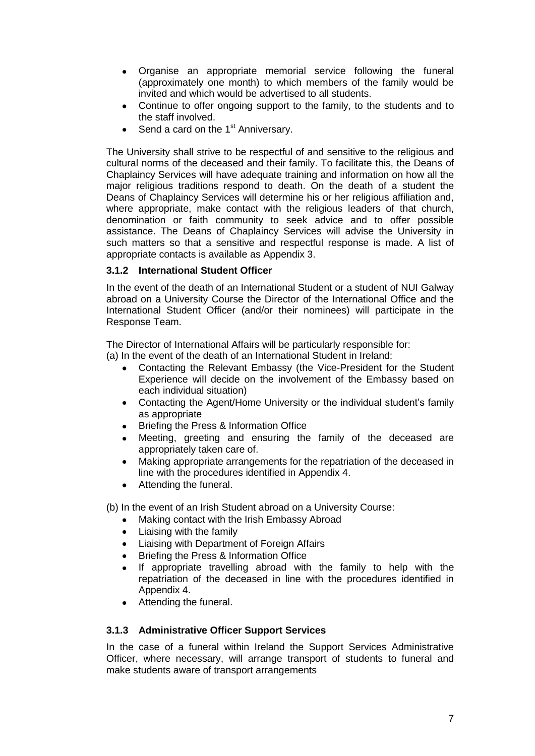- Organise an appropriate memorial service following the funeral (approximately one month) to which members of the family would be invited and which would be advertised to all students.
- Continue to offer ongoing support to the family, to the students and to the staff involved.
- Send a card on the 1st Anniversary.

The University shall strive to be respectful of and sensitive to the religious and cultural norms of the deceased and their family. To facilitate this, the Deans of Chaplaincy Services will have adequate training and information on how all the major religious traditions respond to death. On the death of a student the Deans of Chaplaincy Services will determine his or her religious affiliation and, where appropriate, make contact with the religious leaders of that church, denomination or faith community to seek advice and to offer possible assistance. The Deans of Chaplaincy Services will advise the University in such matters so that a sensitive and respectful response is made. A list of appropriate contacts is available as Appendix 3.

### 3.1.2 International Student Officer

In the event of the death of an International Student or a student of NUI Galway abroad on a University Course the Director of the International Office and the International Student Officer (and/or their nominees) will participate in the Response Team.

The Director of International Affairs will be particularly responsible for:

(a) In the event of the death of an International Student in Ireland:

- Contacting the Relevant Embassy (the Vice-President for the Student Experience will decide on the involvement of the Embassy based on each individual situation)
- Contacting the Agent/Home University or the individual student's family as appropriate
- Briefing the Press & Information Office
- Meeting, greeting and ensuring the family of the deceased are appropriately taken care of.
- Making appropriate arrangements for the repatriation of the deceased in line with the procedures identified in Appendix 4.
- Attending the funeral.

(b) In the event of an Irish Student abroad on a University Course:

- Making contact with the Irish Embassy Abroad
- Liaising with the family
- Liaising with Department of Foreign Affairs
- Briefing the Press & Information Office
- If appropriate travelling abroad with the family to help with the repatriation of the deceased in line with the procedures identified in Appendix 4.
- Attending the funeral.

### 3.1.3 Administrative Officer Support Services

In the case of a funeral within Ireland the Support Services Administrative Officer, where necessary, will arrange transport of students to funeral and make students aware of transport arrangements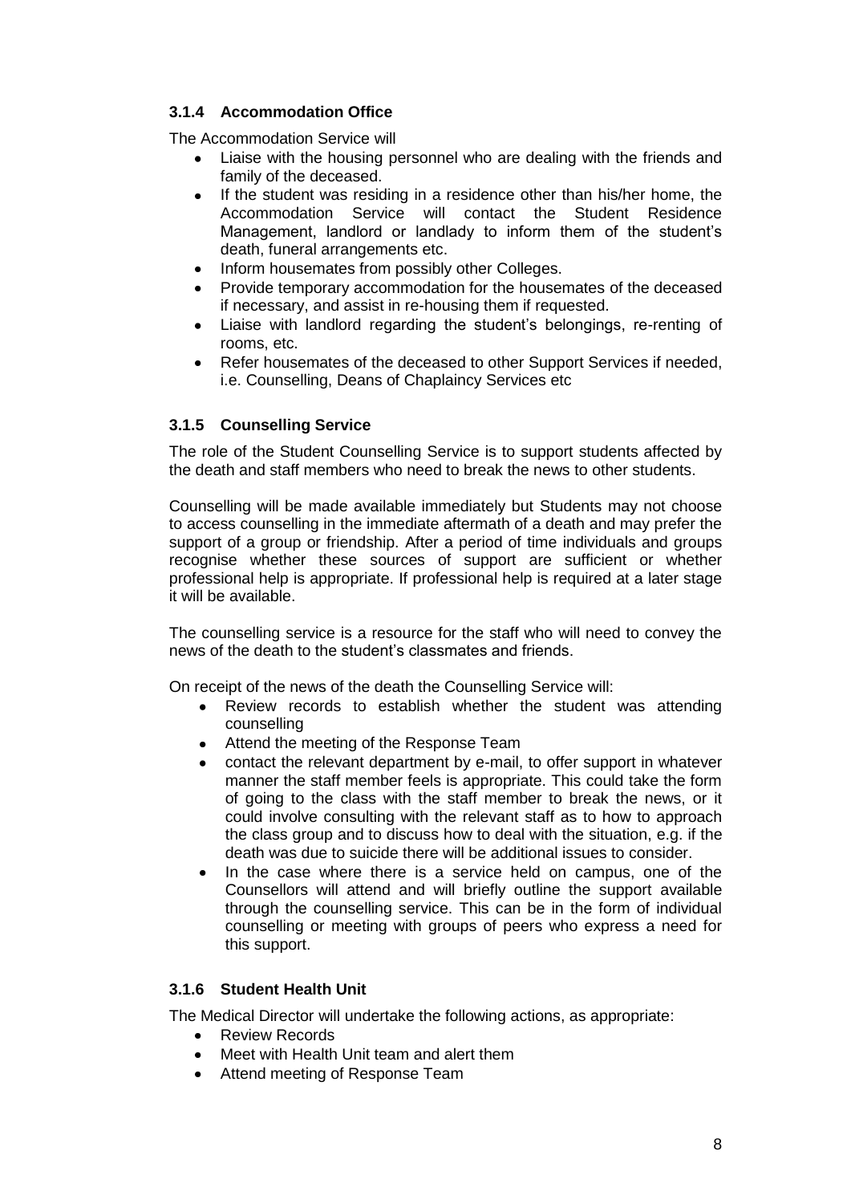### 3.1.4 Accommodation Office

The Accommodation Service will

- Liaise with the housing personnel who are dealing with the friends and family of the deceased.
- If the student was residing in a residence other than his/her home, the Accommodation Service will contact the Student Residence Management, landlord or landlady to inform them of the student's death, funeral arrangements etc.
- Inform housemates from possibly other Colleges.
- Provide temporary accommodation for the housemates of the deceased if necessary, and assist in re-housing them if requested.
- Liaise with landlord regarding the student's belongings, re-renting of rooms, etc.
- Refer housemates of the deceased to other Support Services if needed, i.e. Counselling, Deans of Chaplaincy Services etc

### 3.1.5 Counselling Service

The role of the Student Counselling Service is to support students affected by the death and staff members who need to break the news to other students.

Counselling will be made available immediately but Students may not choose to access counselling in the immediate aftermath of a death and may prefer the support of a group or friendship. After a period of time individuals and groups recognise whether these sources of support are sufficient or whether professional help is appropriate. If professional help is required at a later stage it will be available.

The counselling service is a resource for the staff who will need to convey the news of the death to the student's classmates and friends.

On receipt of the news of the death the Counselling Service will:

- Review records to establish whether the student was attending counselling
- Attend the meeting of the Response Team
- contact the relevant department by e-mail, to offer support in whatever manner the staff member feels is appropriate. This could take the form of going to the class with the staff member to break the news, or it could involve consulting with the relevant staff as to how to approach the class group and to discuss how to deal with the situation, e.g. if the death was due to suicide there will be additional issues to consider.
- In the case where there is a service held on campus, one of the Counsellors will attend and will briefly outline the support available through the counselling service. This can be in the form of individual counselling or meeting with groups of peers who express a need for this support.

### 3.1.6 Student Health Unit

The Medical Director will undertake the following actions, as appropriate:

- Review Records
- Meet with Health Unit team and alert them
- Attend meeting of Response Team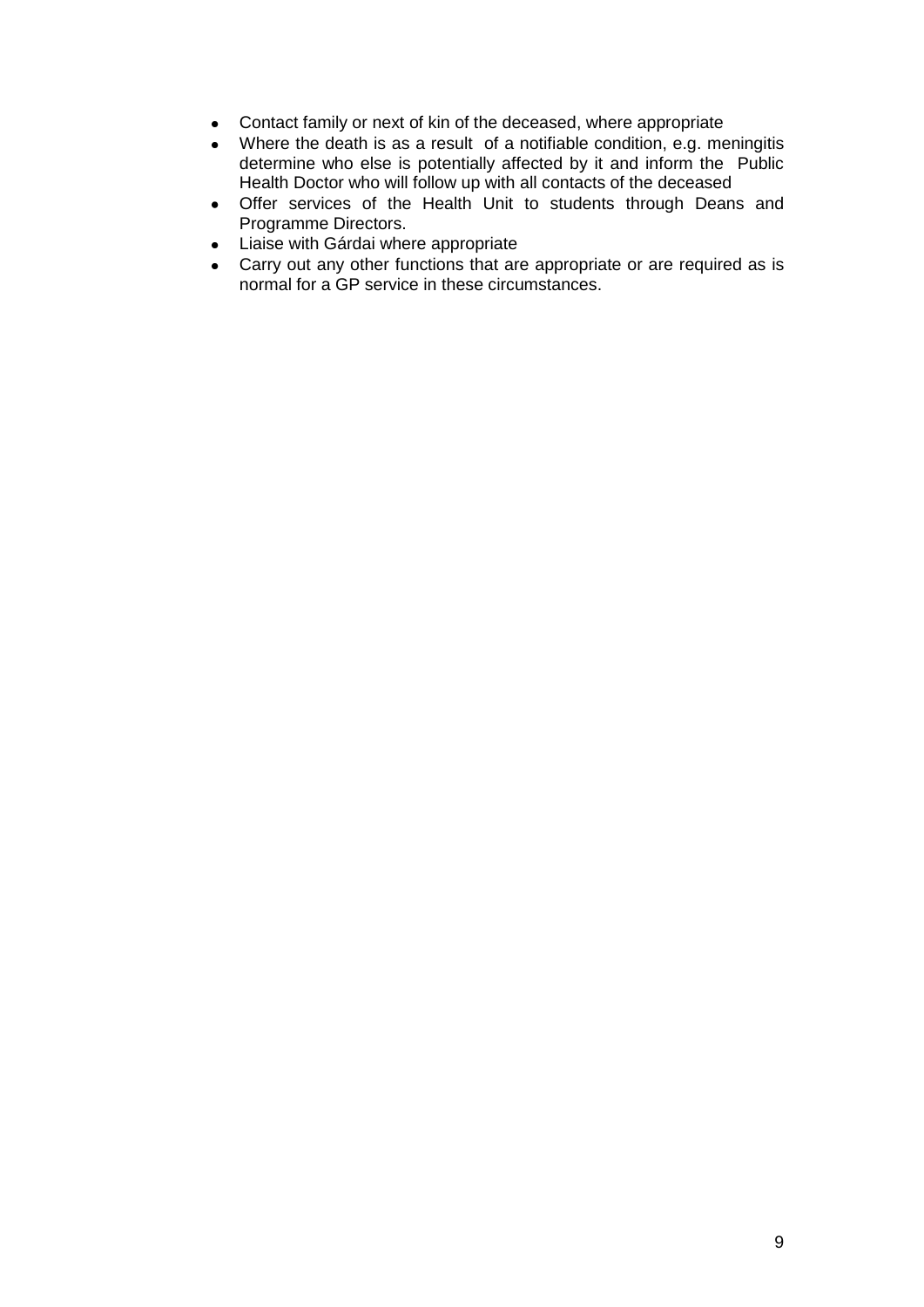- Contact family or next of kin of the deceased, where appropriate
- Where the death is as a result of a notifiable condition, e.g. meningitis determine who else is potentially affected by it and inform the Public Health Doctor who will follow up with all contacts of the deceased
- Offer services of the Health Unit to students through Deans and Programme Directors.
- Liaise with Gárdai where appropriate
- Carry out any other functions that are appropriate or are required as is normal for a GP service in these circumstances.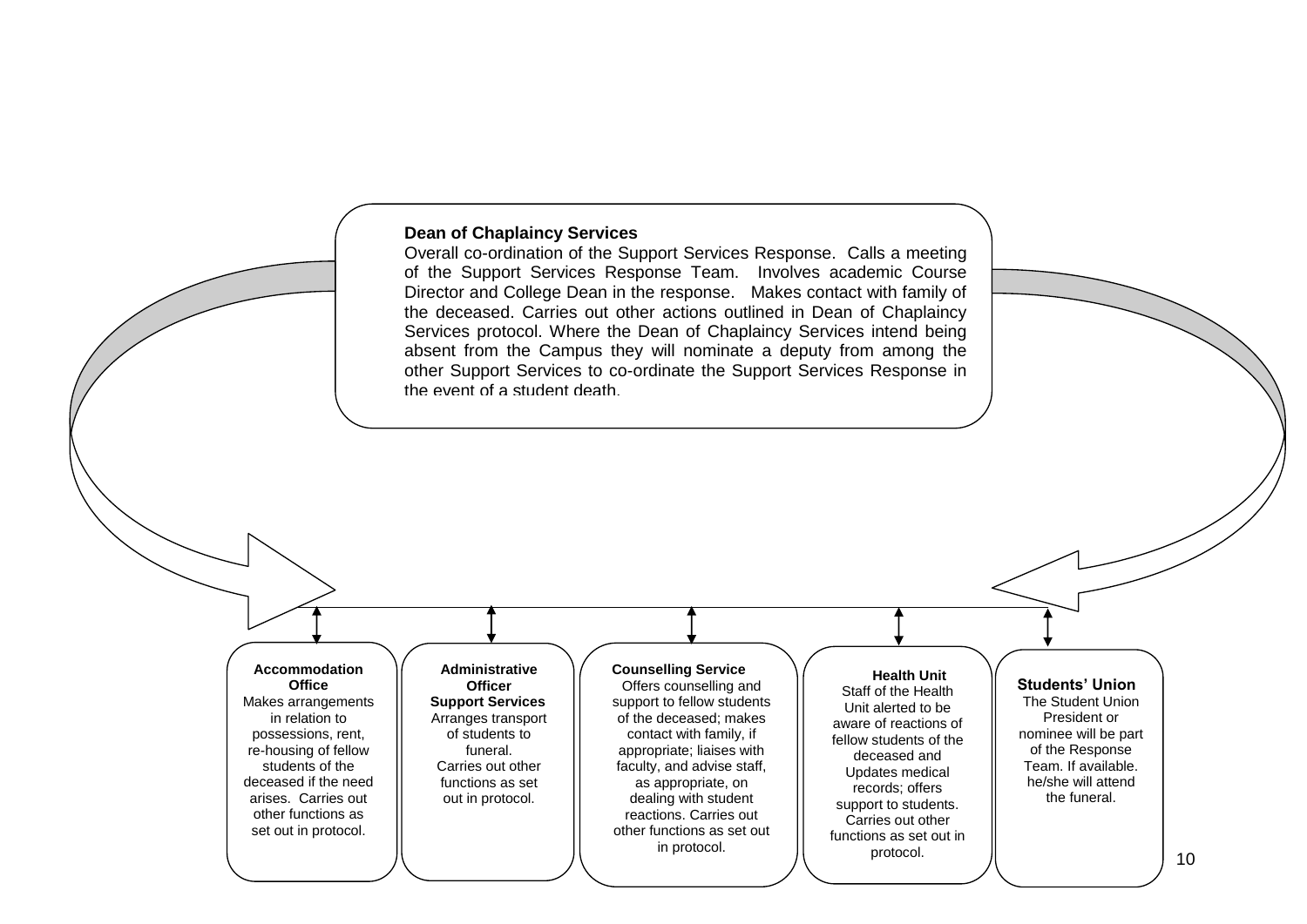**Dean of Chaplaincy Services**

Overall co-ordination of the Support Services Response. Calls a meeting of the Support Services Response Team. Involves academic Course Director and College Dean in the response. Makes contact with family of the deceased. Carries out other actions outlined in Dean of Chaplaincy Services protocol. Where the Dean of Chaplaincy Services intend being absent from the Campus they will nominate a deputy from among the other Support Services to co-ordinate the Support Services Response in the event of a student death.

**Accommodation Office**

Makes arrangements in relation to possessions, rent, re-housing of fellow students of the deceased if the need arises. Carries out other functions as set out in protocol.

**Administrative Officer Support Services**

Arranges transport of students to funeral. Carries out other functions as set out in protocol.

**Counselling Service**

Offers counselling and support to fellow students of the deceased; makes contact with family, if appropriate; liaises with faculty, and advise staff, as appropriate, on dealing with student reactions. Carries out other functions as set out in protocol.

**Health Unit**

Staff of the Health Unit alerted to be aware of reactions of fellow students of the deceased and Updates medical records; offers support to students. Carries out other functions as set out in protocol.

**Students' Union**

The Student Union President or nominee will be part of the Response Team. If available. he/she will attend the funeral.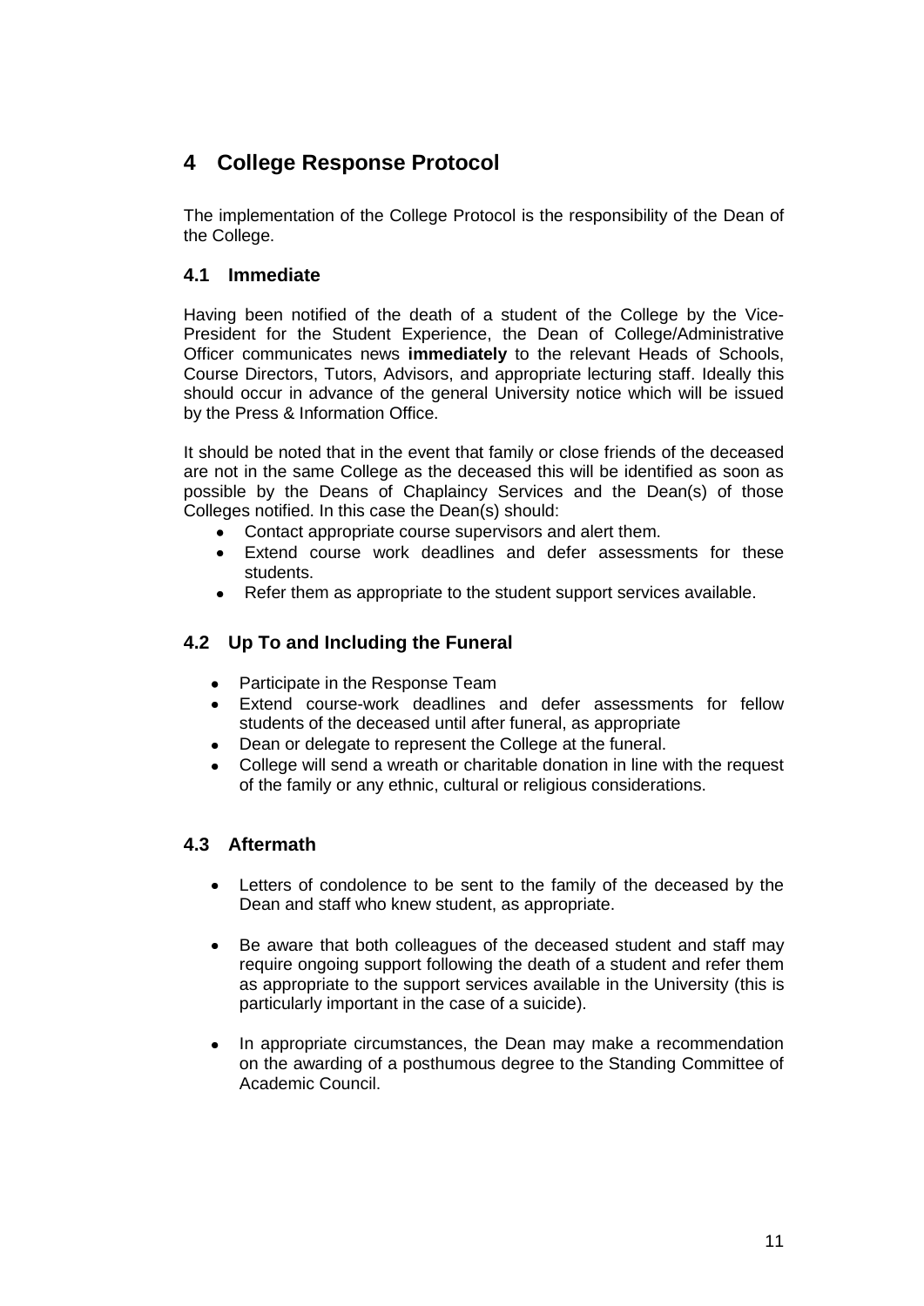# 4 College Response Protocol

The implementation of the College Protocol is the responsibility of the Dean of the College.

## 4.1 Immediate

Having been notified of the death of a student of the College by the Vice-President for the Student Experience, the Dean of College/Administrative Officer communicates news **immediately** to the relevant Heads of Schools, Course Directors, Tutors, Advisors, and appropriate lecturing staff. Ideally this should occur in advance of the general University notice which will be issued by the Press & Information Office.

It should be noted that in the event that family or close friends of the deceased are not in the same College as the deceased this will be identified as soon as possible by the Deans of Chaplaincy Services and the Dean(s) of those Colleges notified. In this case the Dean(s) should:

- Contact appropriate course supervisors and alert them.
- Extend course work deadlines and defer assessments for these students.
- Refer them as appropriate to the student support services available.

## 4.2 Up To and Including the Funeral

- Participate in the Response Team
- Extend course-work deadlines and defer assessments for fellow students of the deceased until after funeral, as appropriate
- Dean or delegate to represent the College at the funeral.
- College will send a wreath or charitable donation in line with the request of the family or any ethnic, cultural or religious considerations.

## 4.3 Aftermath

- Letters of condolence to be sent to the family of the deceased by the Dean and staff who knew student, as appropriate.
- Be aware that both colleagues of the deceased student and staff may require ongoing support following the death of a student and refer them as appropriate to the support services available in the University (this is particularly important in the case of a suicide).
- In appropriate circumstances, the Dean may make a recommendation on the awarding of a posthumous degree to the Standing Committee of Academic Council.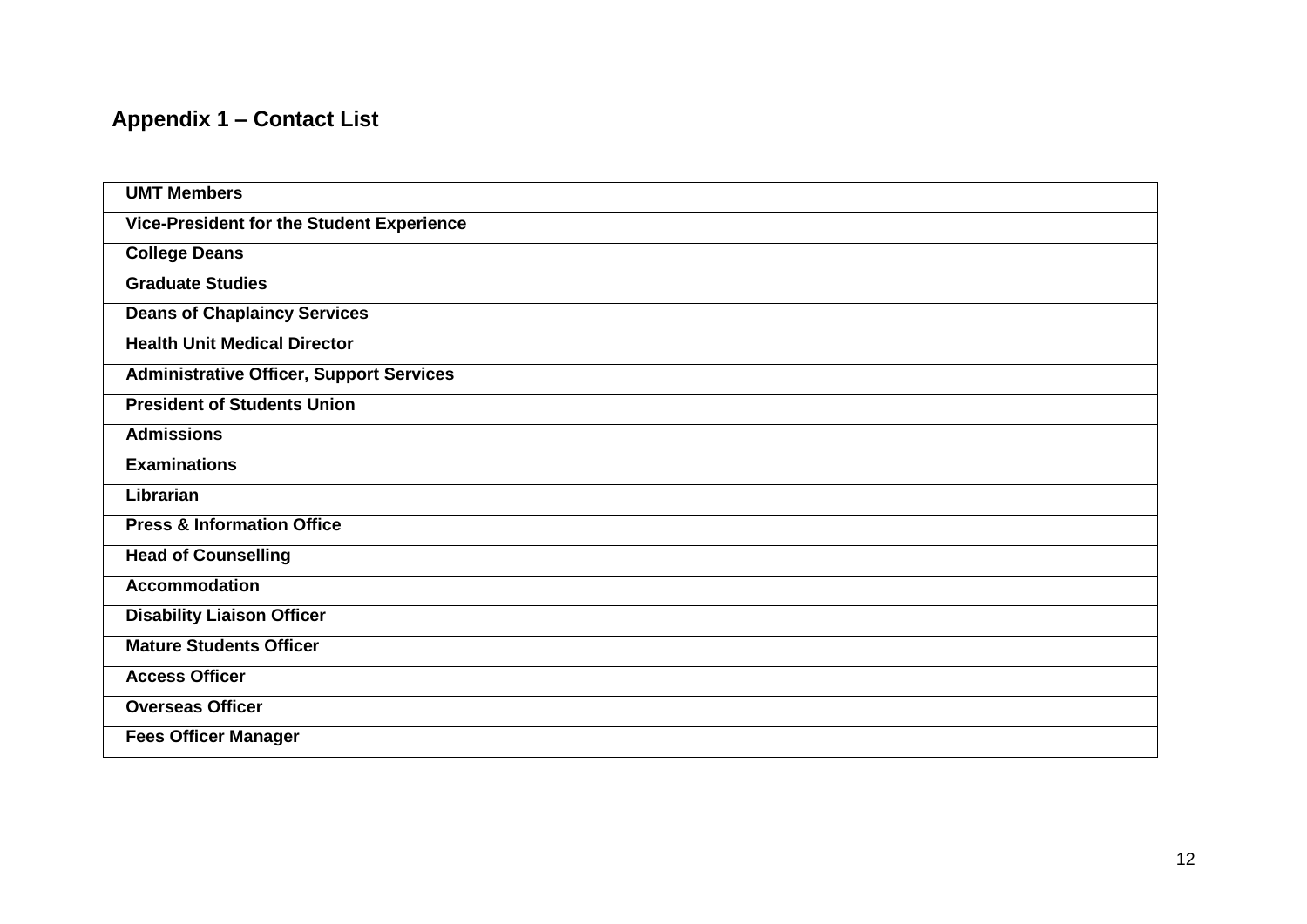## Appendix 1 – Contact List

| **UMT Members** |
|---|
| **Vice-President for the Student Experience** |
| **College Deans** |
| **Graduate Studies** |
| **Deans of Chaplaincy Services** |
| **Health Unit Medical Director** |
| **Administrative Officer, Support Services** |
| **President of Students Union** |
| **Admissions** |
| **Examinations** |
| **Librarian** |
| **Press & Information Office** |
| **Head of Counselling** |
| **Accommodation** |
| **Disability Liaison Officer** |
| **Mature Students Officer** |
| **Access Officer** |
| **Overseas Officer** |
| **Fees Officer Manager** |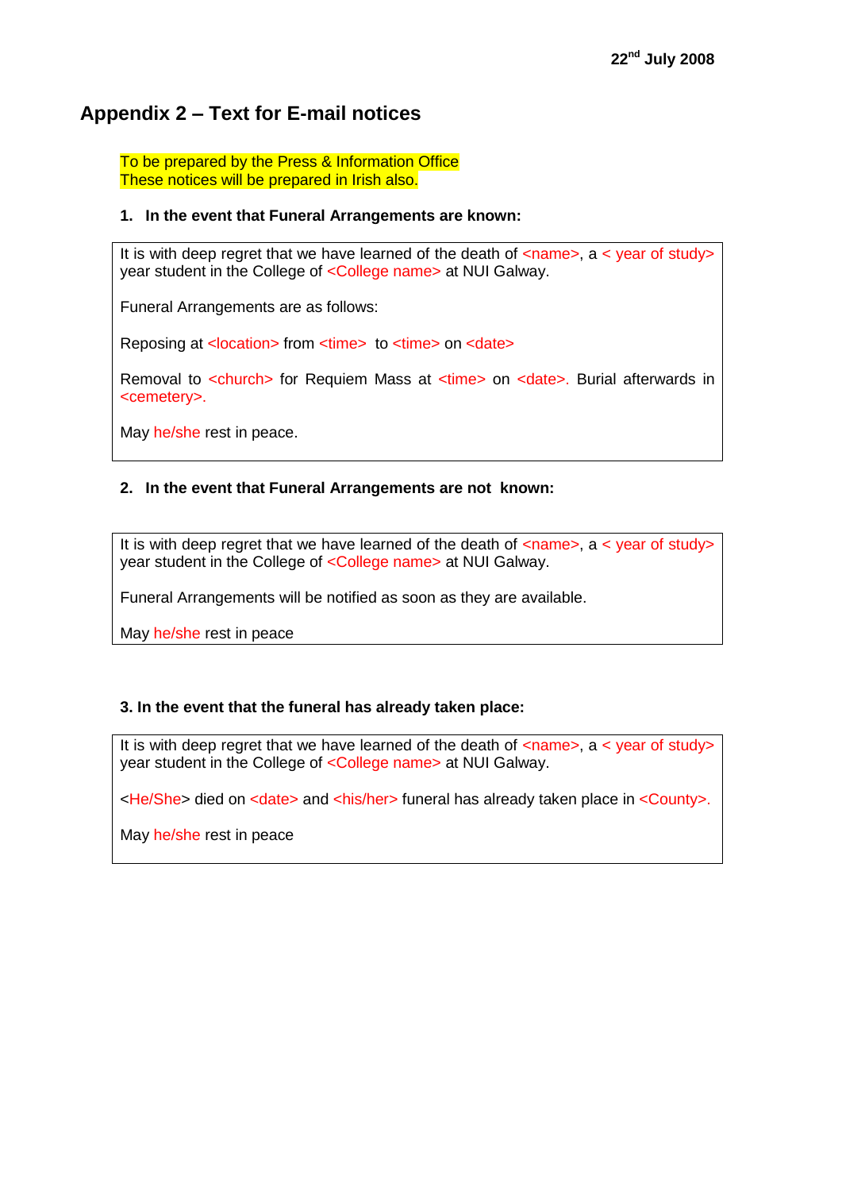22nd July 2008

## Appendix 2 – Text for E-mail notices

To be prepared by the Press & Information Office
These notices will be prepared in Irish also.

1. **In the event that Funeral Arrangements are known:**

> It is with deep regret that we have learned of the death of <name>, a < year of study> year student in the College of <College name> at NUI Galway.
>
> Funeral Arrangements are as follows:
>
> Reposing at <location> from <time> to <time> on <date>
>
> Removal to <church> for Requiem Mass at <time> on <date>. Burial afterwards in <cemetery>.
>
> May he/she rest in peace.

2. **In the event that Funeral Arrangements are not known:**

> It is with deep regret that we have learned of the death of <name>, a < year of study> year student in the College of <College name> at NUI Galway.
>
> Funeral Arrangements will be notified as soon as they are available.
>
> May he/she rest in peace

**3. In the event that the funeral has already taken place:**

> It is with deep regret that we have learned of the death of <name>, a < year of study> year student in the College of <College name> at NUI Galway.
>
> <He/She> died on <date> and <his/her> funeral has already taken place in <County>.
>
> May he/she rest in peace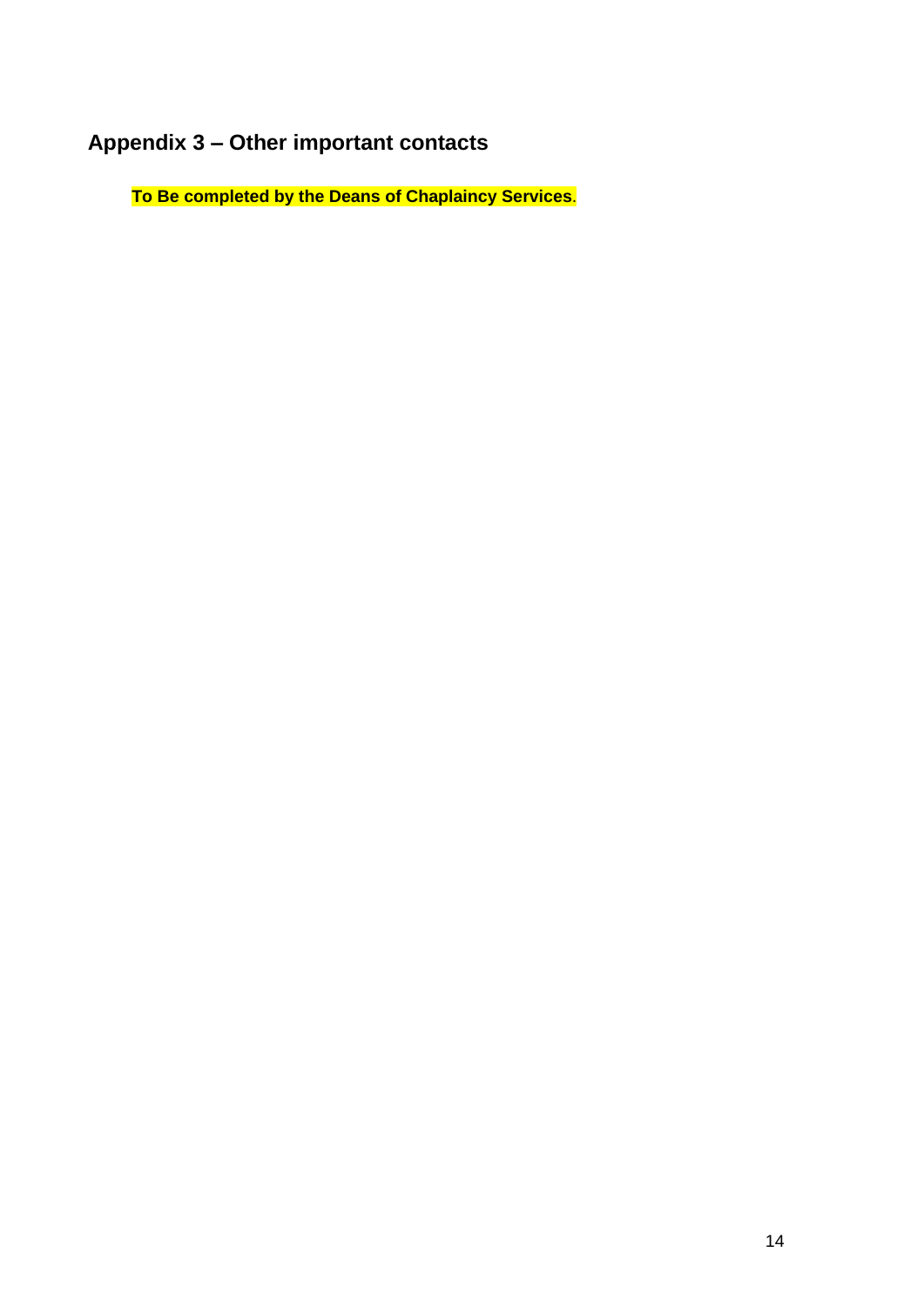## Appendix 3 – Other important contacts

**To Be completed by the Deans of Chaplaincy Services**.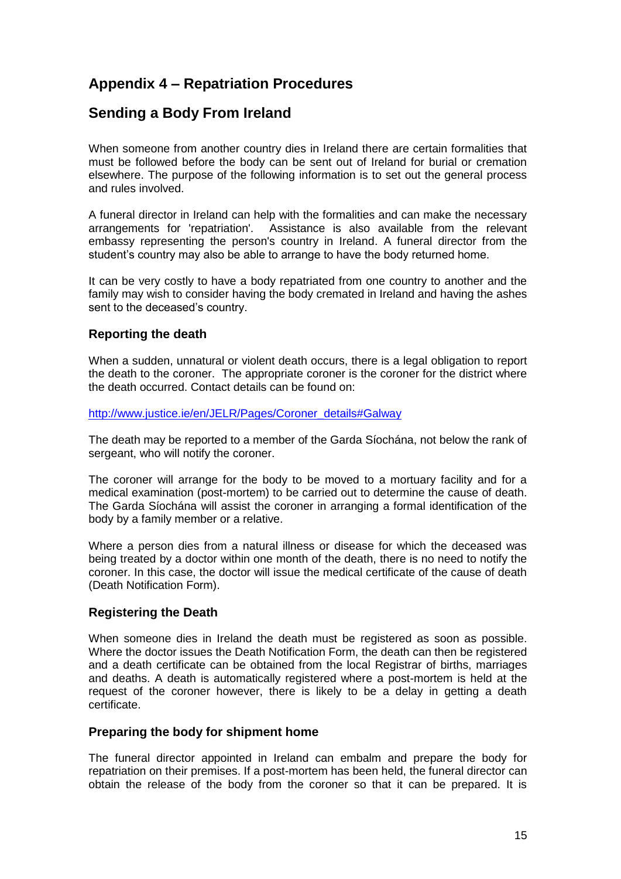## Appendix 4 – Repatriation Procedures

## Sending a Body From Ireland

When someone from another country dies in Ireland there are certain formalities that must be followed before the body can be sent out of Ireland for burial or cremation elsewhere. The purpose of the following information is to set out the general process and rules involved.

A funeral director in Ireland can help with the formalities and can make the necessary arrangements for 'repatriation'. Assistance is also available from the relevant embassy representing the person's country in Ireland. A funeral director from the student's country may also be able to arrange to have the body returned home.

It can be very costly to have a body repatriated from one country to another and the family may wish to consider having the body cremated in Ireland and having the ashes sent to the deceased's country.

### Reporting the death

When a sudden, unnatural or violent death occurs, there is a legal obligation to report the death to the coroner. The appropriate coroner is the coroner for the district where the death occurred. Contact details can be found on:

http://www.justice.ie/en/JELR/Pages/Coroner_details#Galway

The death may be reported to a member of the Garda Síochána, not below the rank of sergeant, who will notify the coroner.

The coroner will arrange for the body to be moved to a mortuary facility and for a medical examination (post-mortem) to be carried out to determine the cause of death. The Garda Síochána will assist the coroner in arranging a formal identification of the body by a family member or a relative.

Where a person dies from a natural illness or disease for which the deceased was being treated by a doctor within one month of the death, there is no need to notify the coroner. In this case, the doctor will issue the medical certificate of the cause of death (Death Notification Form).

### Registering the Death

When someone dies in Ireland the death must be registered as soon as possible. Where the doctor issues the Death Notification Form, the death can then be registered and a death certificate can be obtained from the local Registrar of births, marriages and deaths. A death is automatically registered where a post-mortem is held at the request of the coroner however, there is likely to be a delay in getting a death certificate.

### Preparing the body for shipment home

The funeral director appointed in Ireland can embalm and prepare the body for repatriation on their premises. If a post-mortem has been held, the funeral director can obtain the release of the body from the coroner so that it can be prepared. It is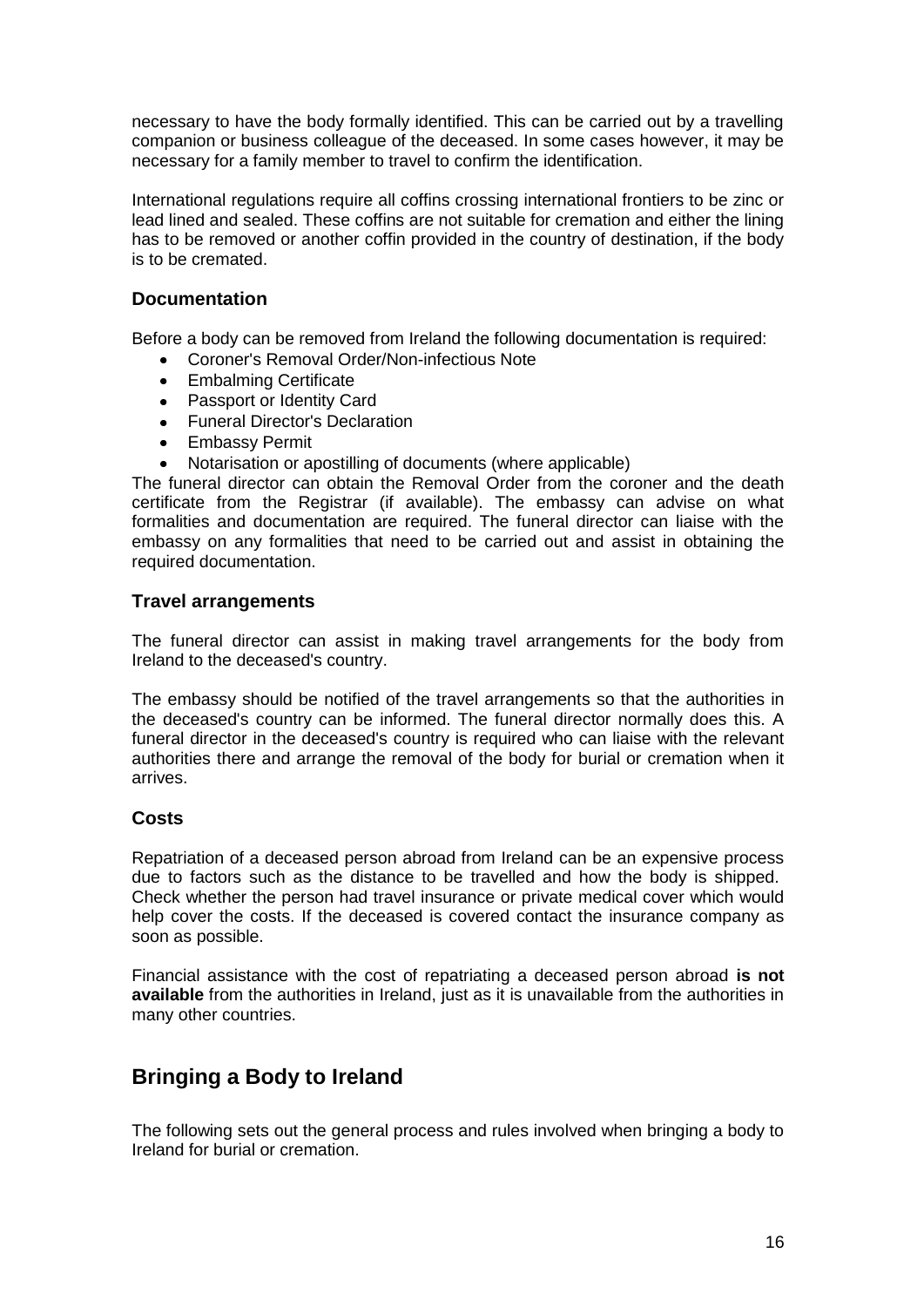necessary to have the body formally identified. This can be carried out by a travelling companion or business colleague of the deceased. In some cases however, it may be necessary for a family member to travel to confirm the identification.

International regulations require all coffins crossing international frontiers to be zinc or lead lined and sealed. These coffins are not suitable for cremation and either the lining has to be removed or another coffin provided in the country of destination, if the body is to be cremated.

### Documentation

Before a body can be removed from Ireland the following documentation is required:

- Coroner's Removal Order/Non-infectious Note
- Embalming Certificate
- Passport or Identity Card
- Funeral Director's Declaration
- Embassy Permit
- Notarisation or apostilling of documents (where applicable)

The funeral director can obtain the Removal Order from the coroner and the death certificate from the Registrar (if available). The embassy can advise on what formalities and documentation are required. The funeral director can liaise with the embassy on any formalities that need to be carried out and assist in obtaining the required documentation.

### Travel arrangements

The funeral director can assist in making travel arrangements for the body from Ireland to the deceased's country.

The embassy should be notified of the travel arrangements so that the authorities in the deceased's country can be informed. The funeral director normally does this. A funeral director in the deceased's country is required who can liaise with the relevant authorities there and arrange the removal of the body for burial or cremation when it arrives.

### Costs

Repatriation of a deceased person abroad from Ireland can be an expensive process due to factors such as the distance to be travelled and how the body is shipped. Check whether the person had travel insurance or private medical cover which would help cover the costs. If the deceased is covered contact the insurance company as soon as possible.

Financial assistance with the cost of repatriating a deceased person abroad **is not available** from the authorities in Ireland, just as it is unavailable from the authorities in many other countries.

## Bringing a Body to Ireland

The following sets out the general process and rules involved when bringing a body to Ireland for burial or cremation.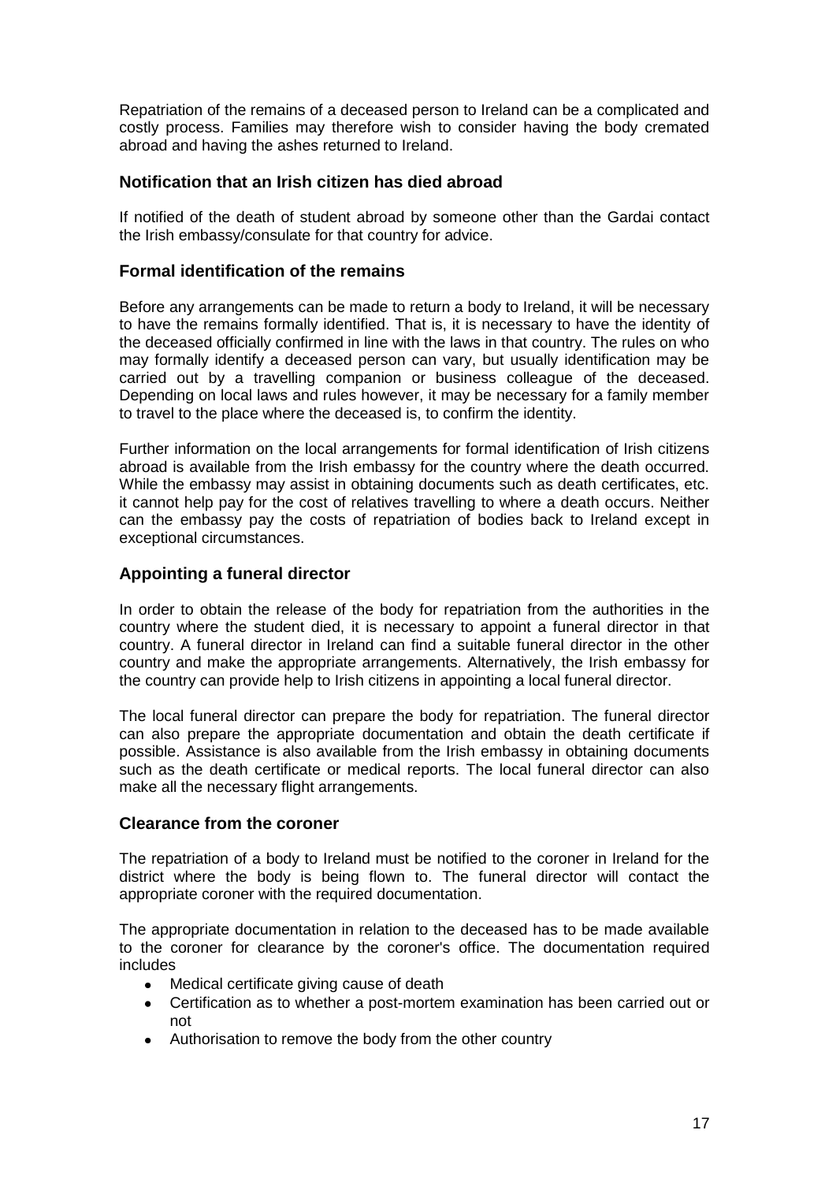Repatriation of the remains of a deceased person to Ireland can be a complicated and costly process. Families may therefore wish to consider having the body cremated abroad and having the ashes returned to Ireland.

### Notification that an Irish citizen has died abroad

If notified of the death of student abroad by someone other than the Gardai contact the Irish embassy/consulate for that country for advice.

### Formal identification of the remains

Before any arrangements can be made to return a body to Ireland, it will be necessary to have the remains formally identified. That is, it is necessary to have the identity of the deceased officially confirmed in line with the laws in that country. The rules on who may formally identify a deceased person can vary, but usually identification may be carried out by a travelling companion or business colleague of the deceased. Depending on local laws and rules however, it may be necessary for a family member to travel to the place where the deceased is, to confirm the identity.

Further information on the local arrangements for formal identification of Irish citizens abroad is available from the Irish embassy for the country where the death occurred. While the embassy may assist in obtaining documents such as death certificates, etc. it cannot help pay for the cost of relatives travelling to where a death occurs. Neither can the embassy pay the costs of repatriation of bodies back to Ireland except in exceptional circumstances.

### Appointing a funeral director

In order to obtain the release of the body for repatriation from the authorities in the country where the student died, it is necessary to appoint a funeral director in that country. A funeral director in Ireland can find a suitable funeral director in the other country and make the appropriate arrangements. Alternatively, the Irish embassy for the country can provide help to Irish citizens in appointing a local funeral director.

The local funeral director can prepare the body for repatriation. The funeral director can also prepare the appropriate documentation and obtain the death certificate if possible. Assistance is also available from the Irish embassy in obtaining documents such as the death certificate or medical reports. The local funeral director can also make all the necessary flight arrangements.

### Clearance from the coroner

The repatriation of a body to Ireland must be notified to the coroner in Ireland for the district where the body is being flown to. The funeral director will contact the appropriate coroner with the required documentation.

The appropriate documentation in relation to the deceased has to be made available to the coroner for clearance by the coroner's office. The documentation required includes

- Medical certificate giving cause of death
- Certification as to whether a post-mortem examination has been carried out or not
- Authorisation to remove the body from the other country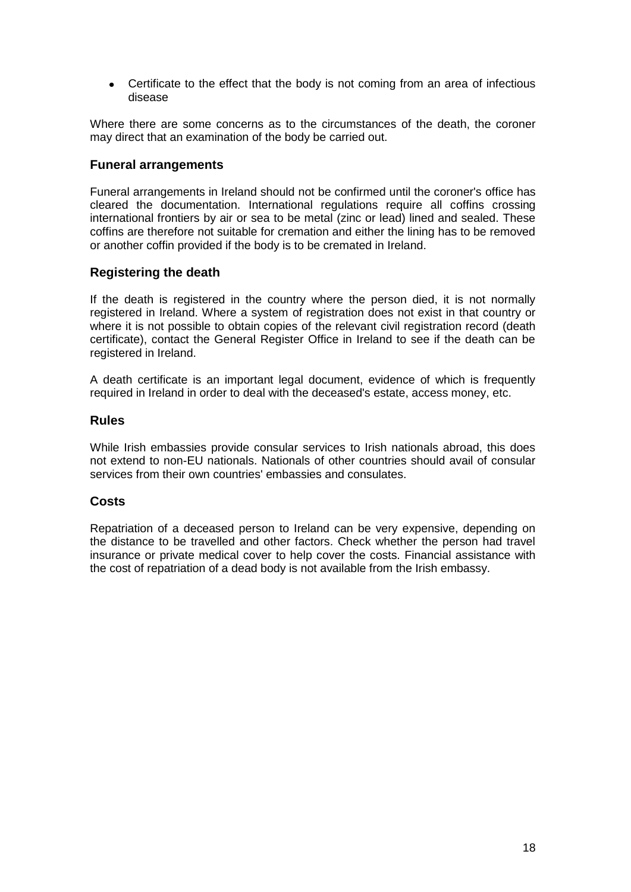- Certificate to the effect that the body is not coming from an area of infectious disease

Where there are some concerns as to the circumstances of the death, the coroner may direct that an examination of the body be carried out.

### Funeral arrangements

Funeral arrangements in Ireland should not be confirmed until the coroner's office has cleared the documentation. International regulations require all coffins crossing international frontiers by air or sea to be metal (zinc or lead) lined and sealed. These coffins are therefore not suitable for cremation and either the lining has to be removed or another coffin provided if the body is to be cremated in Ireland.

### Registering the death

If the death is registered in the country where the person died, it is not normally registered in Ireland. Where a system of registration does not exist in that country or where it is not possible to obtain copies of the relevant civil registration record (death certificate), contact the General Register Office in Ireland to see if the death can be registered in Ireland.

A death certificate is an important legal document, evidence of which is frequently required in Ireland in order to deal with the deceased's estate, access money, etc.

### Rules

While Irish embassies provide consular services to Irish nationals abroad, this does not extend to non-EU nationals. Nationals of other countries should avail of consular services from their own countries' embassies and consulates.

### Costs

Repatriation of a deceased person to Ireland can be very expensive, depending on the distance to be travelled and other factors. Check whether the person had travel insurance or private medical cover to help cover the costs. Financial assistance with the cost of repatriation of a dead body is not available from the Irish embassy.